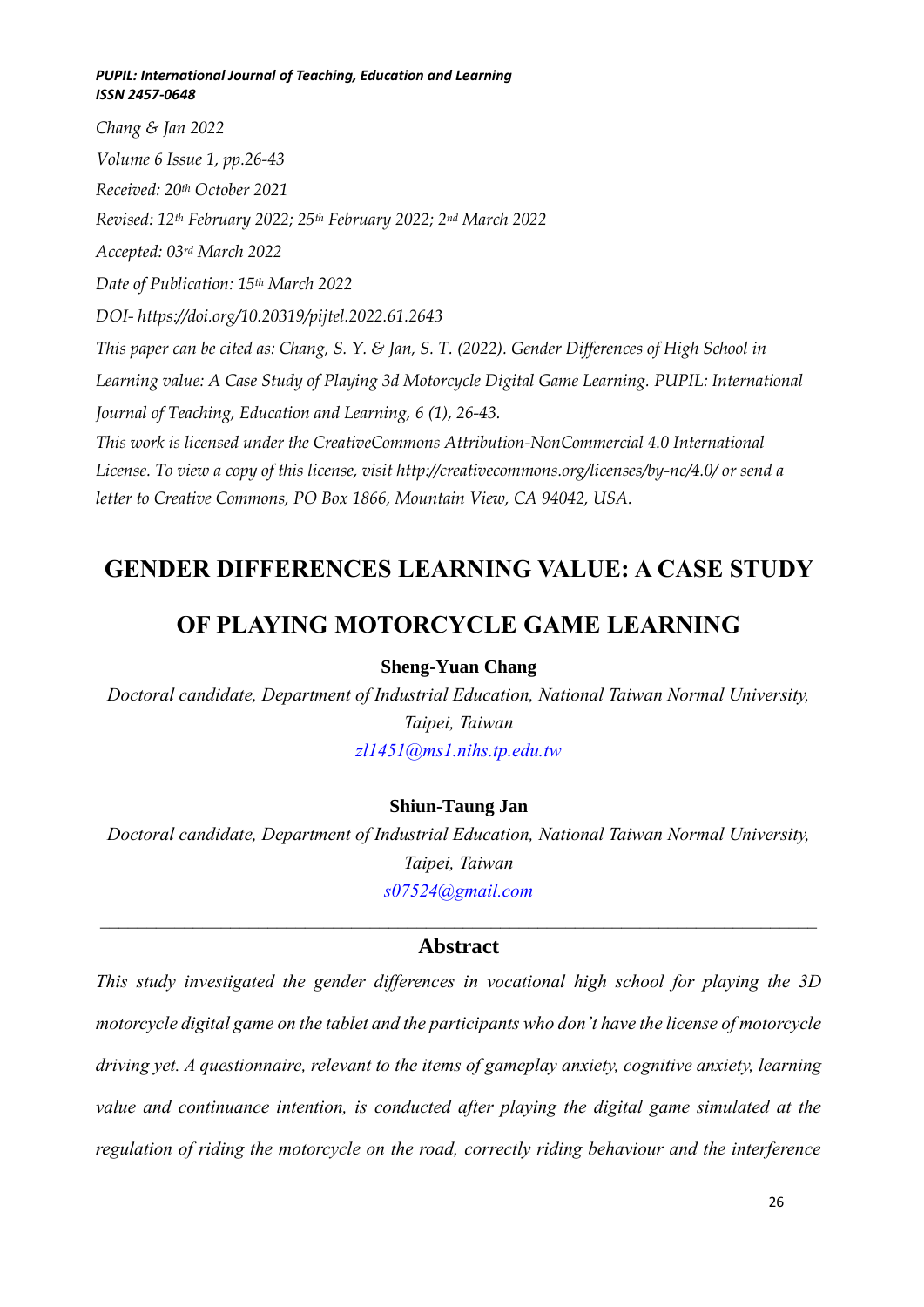*PUPIL: International Journal of Teaching, Education and Learning*
*ISSN 2457-0648*

*Chang & Jan 2022*

*Volume 6 Issue 1, pp.26-43*

*Received: 20th October 2021*

*Revised: 12th February 2022; 25th February 2022; 2nd March 2022*

*Accepted: 03rd March 2022*

*Date of Publication: 15th March 2022*

*DOI- https://doi.org/10.20319/pijtel.2022.61.2643*

*This paper can be cited as: Chang, S. Y. & Jan, S. T. (2022). Gender Differences of High School in Learning value: A Case Study of Playing 3d Motorcycle Digital Game Learning. PUPIL: International Journal of Teaching, Education and Learning, 6 (1), 26-43.*

*This work is licensed under the CreativeCommons Attribution-NonCommercial 4.0 International License. To view a copy of this license, visit http://creativecommons.org/licenses/by-nc/4.0/ or send a letter to Creative Commons, PO Box 1866, Mountain View, CA 94042, USA.*

# GENDER DIFFERENCES LEARNING VALUE: A CASE STUDY OF PLAYING MOTORCYCLE GAME LEARNING

**Sheng-Yuan Chang**

*Doctoral candidate, Department of Industrial Education, National Taiwan Normal University, Taipei, Taiwan*

*zl1451@ms1.nihs.tp.edu.tw*

**Shiun-Taung Jan**

*Doctoral candidate, Department of Industrial Education, National Taiwan Normal University, Taipei, Taiwan*

*s07524@gmail.com*

---

## Abstract

*This study investigated the gender differences in vocational high school for playing the 3D motorcycle digital game on the tablet and the participants who don't have the license of motorcycle driving yet. A questionnaire, relevant to the items of gameplay anxiety, cognitive anxiety, learning value and continuance intention, is conducted after playing the digital game simulated at the regulation of riding the motorcycle on the road, correctly riding behaviour and the interference*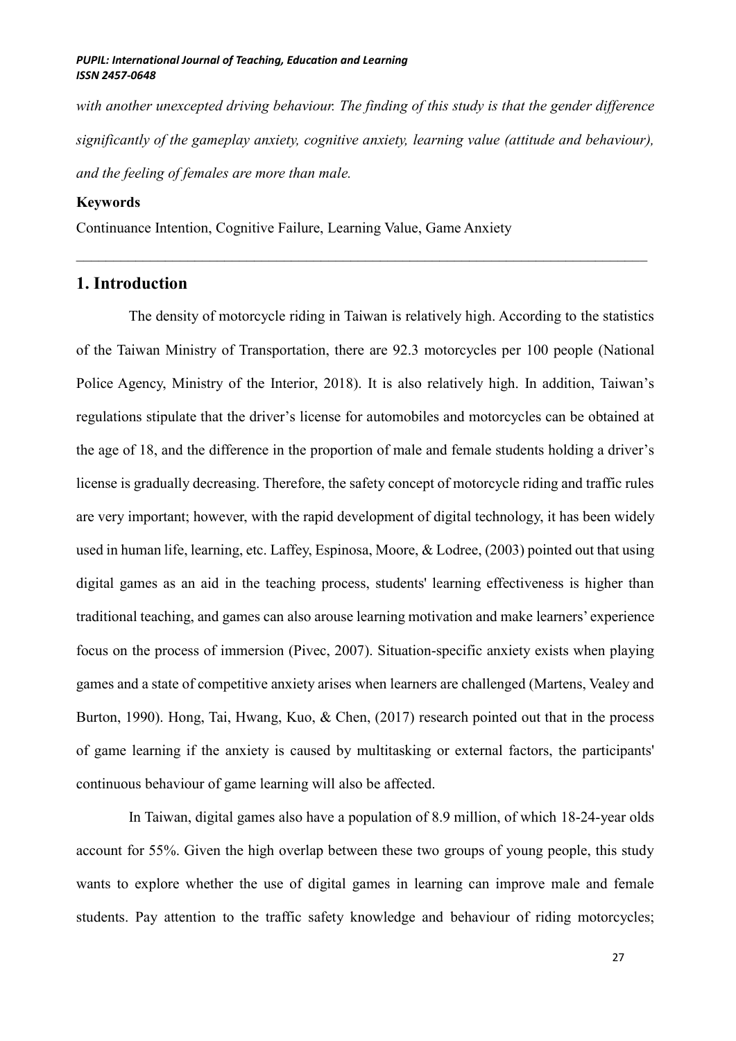*with another unexcepted driving behaviour. The finding of this study is that the gender difference significantly of the gameplay anxiety, cognitive anxiety, learning value (attitude and behaviour), and the feeling of females are more than male.*

**Keywords**

Continuance Intention, Cognitive Failure, Learning Value, Game Anxiety

---

## 1. Introduction

The density of motorcycle riding in Taiwan is relatively high. According to the statistics of the Taiwan Ministry of Transportation, there are 92.3 motorcycles per 100 people (National Police Agency, Ministry of the Interior, 2018). It is also relatively high. In addition, Taiwan's regulations stipulate that the driver's license for automobiles and motorcycles can be obtained at the age of 18, and the difference in the proportion of male and female students holding a driver's license is gradually decreasing. Therefore, the safety concept of motorcycle riding and traffic rules are very important; however, with the rapid development of digital technology, it has been widely used in human life, learning, etc. Laffey, Espinosa, Moore, & Lodree, (2003) pointed out that using digital games as an aid in the teaching process, students' learning effectiveness is higher than traditional teaching, and games can also arouse learning motivation and make learners' experience focus on the process of immersion (Pivec, 2007). Situation-specific anxiety exists when playing games and a state of competitive anxiety arises when learners are challenged (Martens, Vealey and Burton, 1990). Hong, Tai, Hwang, Kuo, & Chen, (2017) research pointed out that in the process of game learning if the anxiety is caused by multitasking or external factors, the participants' continuous behaviour of game learning will also be affected.

In Taiwan, digital games also have a population of 8.9 million, of which 18-24-year olds account for 55%. Given the high overlap between these two groups of young people, this study wants to explore whether the use of digital games in learning can improve male and female students. Pay attention to the traffic safety knowledge and behaviour of riding motorcycles;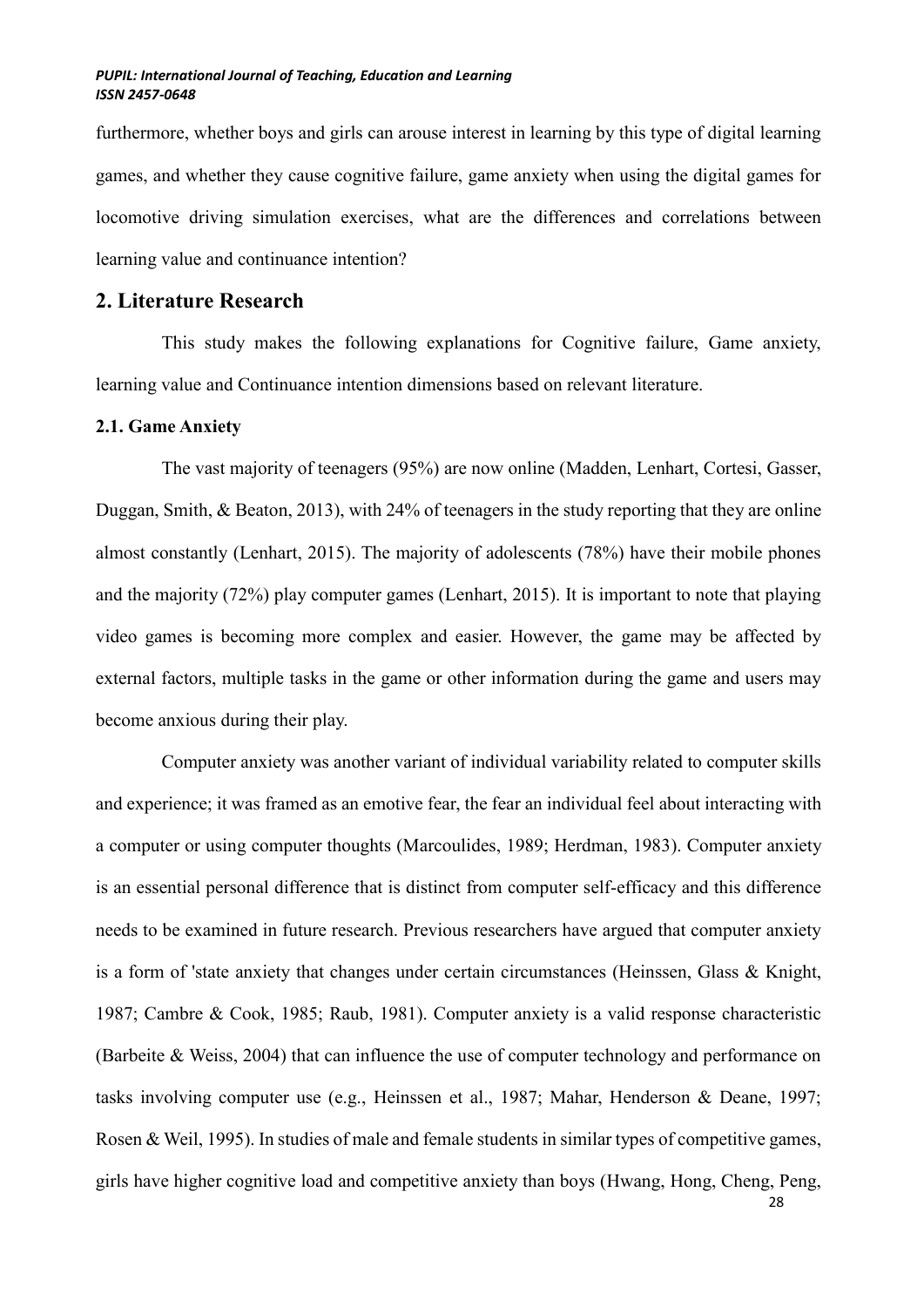furthermore, whether boys and girls can arouse interest in learning by this type of digital learning games, and whether they cause cognitive failure, game anxiety when using the digital games for locomotive driving simulation exercises, what are the differences and correlations between learning value and continuance intention?

## 2. Literature Research

This study makes the following explanations for Cognitive failure, Game anxiety, learning value and Continuance intention dimensions based on relevant literature.

### 2.1. Game Anxiety

The vast majority of teenagers (95%) are now online (Madden, Lenhart, Cortesi, Gasser, Duggan, Smith, & Beaton, 2013), with 24% of teenagers in the study reporting that they are online almost constantly (Lenhart, 2015). The majority of adolescents (78%) have their mobile phones and the majority (72%) play computer games (Lenhart, 2015). It is important to note that playing video games is becoming more complex and easier. However, the game may be affected by external factors, multiple tasks in the game or other information during the game and users may become anxious during their play.

Computer anxiety was another variant of individual variability related to computer skills and experience; it was framed as an emotive fear, the fear an individual feel about interacting with a computer or using computer thoughts (Marcoulides, 1989; Herdman, 1983). Computer anxiety is an essential personal difference that is distinct from computer self-efficacy and this difference needs to be examined in future research. Previous researchers have argued that computer anxiety is a form of 'state anxiety that changes under certain circumstances (Heinssen, Glass & Knight, 1987; Cambre & Cook, 1985; Raub, 1981). Computer anxiety is a valid response characteristic (Barbeite & Weiss, 2004) that can influence the use of computer technology and performance on tasks involving computer use (e.g., Heinssen et al., 1987; Mahar, Henderson & Deane, 1997; Rosen & Weil, 1995). In studies of male and female students in similar types of competitive games, girls have higher cognitive load and competitive anxiety than boys (Hwang, Hong, Cheng, Peng,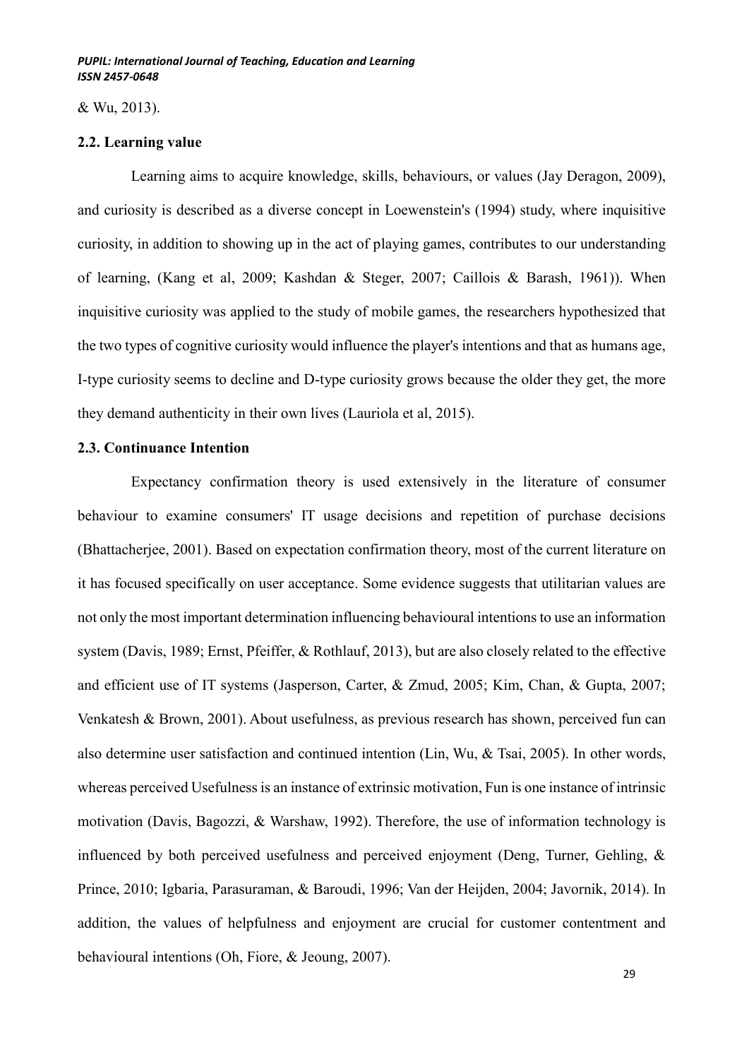& Wu, 2013).

### 2.2. Learning value

Learning aims to acquire knowledge, skills, behaviours, or values (Jay Deragon, 2009), and curiosity is described as a diverse concept in Loewenstein's (1994) study, where inquisitive curiosity, in addition to showing up in the act of playing games, contributes to our understanding of learning, (Kang et al, 2009; Kashdan & Steger, 2007; Caillois & Barash, 1961)). When inquisitive curiosity was applied to the study of mobile games, the researchers hypothesized that the two types of cognitive curiosity would influence the player's intentions and that as humans age, I-type curiosity seems to decline and D-type curiosity grows because the older they get, the more they demand authenticity in their own lives (Lauriola et al, 2015).

### 2.3. Continuance Intention

Expectancy confirmation theory is used extensively in the literature of consumer behaviour to examine consumers' IT usage decisions and repetition of purchase decisions (Bhattacherjee, 2001). Based on expectation confirmation theory, most of the current literature on it has focused specifically on user acceptance. Some evidence suggests that utilitarian values are not only the most important determination influencing behavioural intentions to use an information system (Davis, 1989; Ernst, Pfeiffer, & Rothlauf, 2013), but are also closely related to the effective and efficient use of IT systems (Jasperson, Carter, & Zmud, 2005; Kim, Chan, & Gupta, 2007; Venkatesh & Brown, 2001). About usefulness, as previous research has shown, perceived fun can also determine user satisfaction and continued intention (Lin, Wu, & Tsai, 2005). In other words, whereas perceived Usefulness is an instance of extrinsic motivation, Fun is one instance of intrinsic motivation (Davis, Bagozzi, & Warshaw, 1992). Therefore, the use of information technology is influenced by both perceived usefulness and perceived enjoyment (Deng, Turner, Gehling, & Prince, 2010; Igbaria, Parasuraman, & Baroudi, 1996; Van der Heijden, 2004; Javornik, 2014). In addition, the values of helpfulness and enjoyment are crucial for customer contentment and behavioural intentions (Oh, Fiore, & Jeoung, 2007).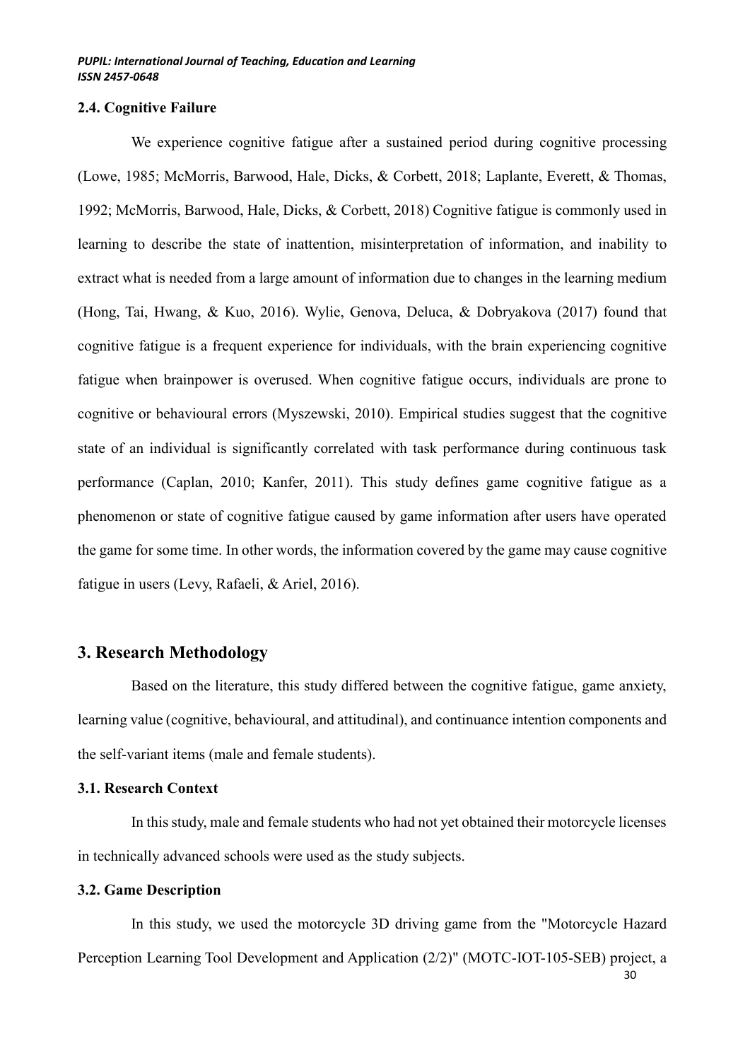### 2.4. Cognitive Failure

We experience cognitive fatigue after a sustained period during cognitive processing (Lowe, 1985; McMorris, Barwood, Hale, Dicks, & Corbett, 2018; Laplante, Everett, & Thomas, 1992; McMorris, Barwood, Hale, Dicks, & Corbett, 2018) Cognitive fatigue is commonly used in learning to describe the state of inattention, misinterpretation of information, and inability to extract what is needed from a large amount of information due to changes in the learning medium (Hong, Tai, Hwang, & Kuo, 2016). Wylie, Genova, Deluca, & Dobryakova (2017) found that cognitive fatigue is a frequent experience for individuals, with the brain experiencing cognitive fatigue when brainpower is overused. When cognitive fatigue occurs, individuals are prone to cognitive or behavioural errors (Myszewski, 2010). Empirical studies suggest that the cognitive state of an individual is significantly correlated with task performance during continuous task performance (Caplan, 2010; Kanfer, 2011). This study defines game cognitive fatigue as a phenomenon or state of cognitive fatigue caused by game information after users have operated the game for some time. In other words, the information covered by the game may cause cognitive fatigue in users (Levy, Rafaeli, & Ariel, 2016).

## 3. Research Methodology

Based on the literature, this study differed between the cognitive fatigue, game anxiety, learning value (cognitive, behavioural, and attitudinal), and continuance intention components and the self-variant items (male and female students).

### 3.1. Research Context

In this study, male and female students who had not yet obtained their motorcycle licenses in technically advanced schools were used as the study subjects.

### 3.2. Game Description

In this study, we used the motorcycle 3D driving game from the "Motorcycle Hazard Perception Learning Tool Development and Application (2/2)" (MOTC-IOT-105-SEB) project, a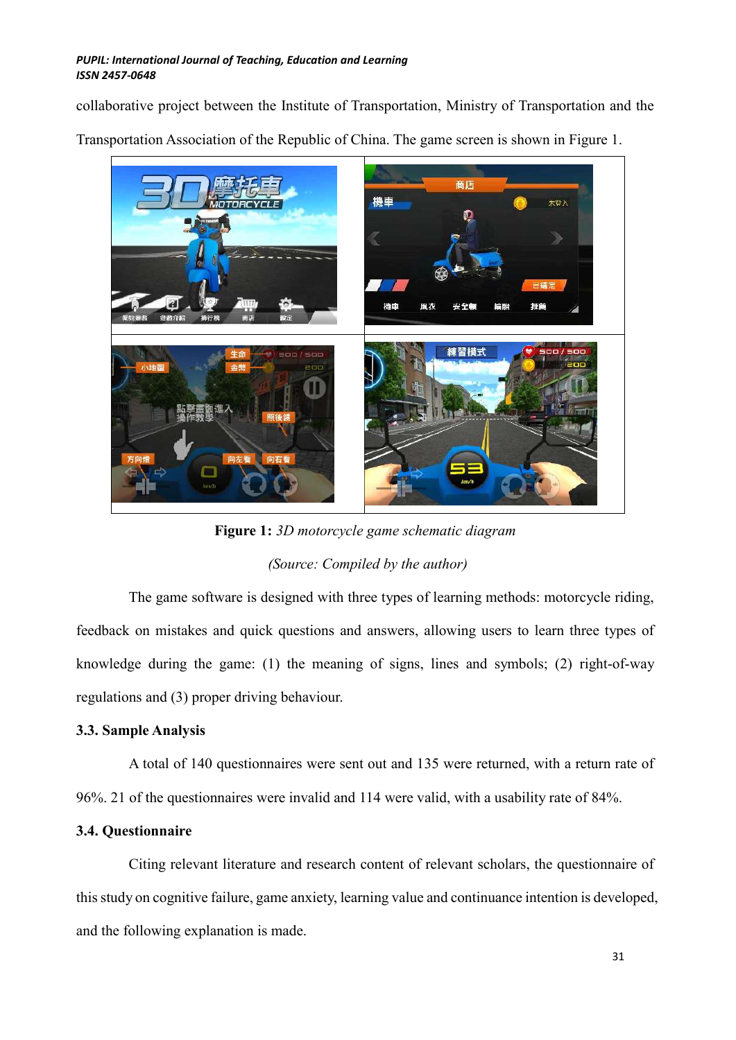collaborative project between the Institute of Transportation, Ministry of Transportation and the Transportation Association of the Republic of China. The game screen is shown in Figure 1.

**Figure 1:** *3D motorcycle game schematic diagram*

*(Source: Compiled by the author)*

The game software is designed with three types of learning methods: motorcycle riding, feedback on mistakes and quick questions and answers, allowing users to learn three types of knowledge during the game: (1) the meaning of signs, lines and symbols; (2) right-of-way regulations and (3) proper driving behaviour.

### 3.3. Sample Analysis

A total of 140 questionnaires were sent out and 135 were returned, with a return rate of 96%. 21 of the questionnaires were invalid and 114 were valid, with a usability rate of 84%.

### 3.4. Questionnaire

Citing relevant literature and research content of relevant scholars, the questionnaire of this study on cognitive failure, game anxiety, learning value and continuance intention is developed, and the following explanation is made.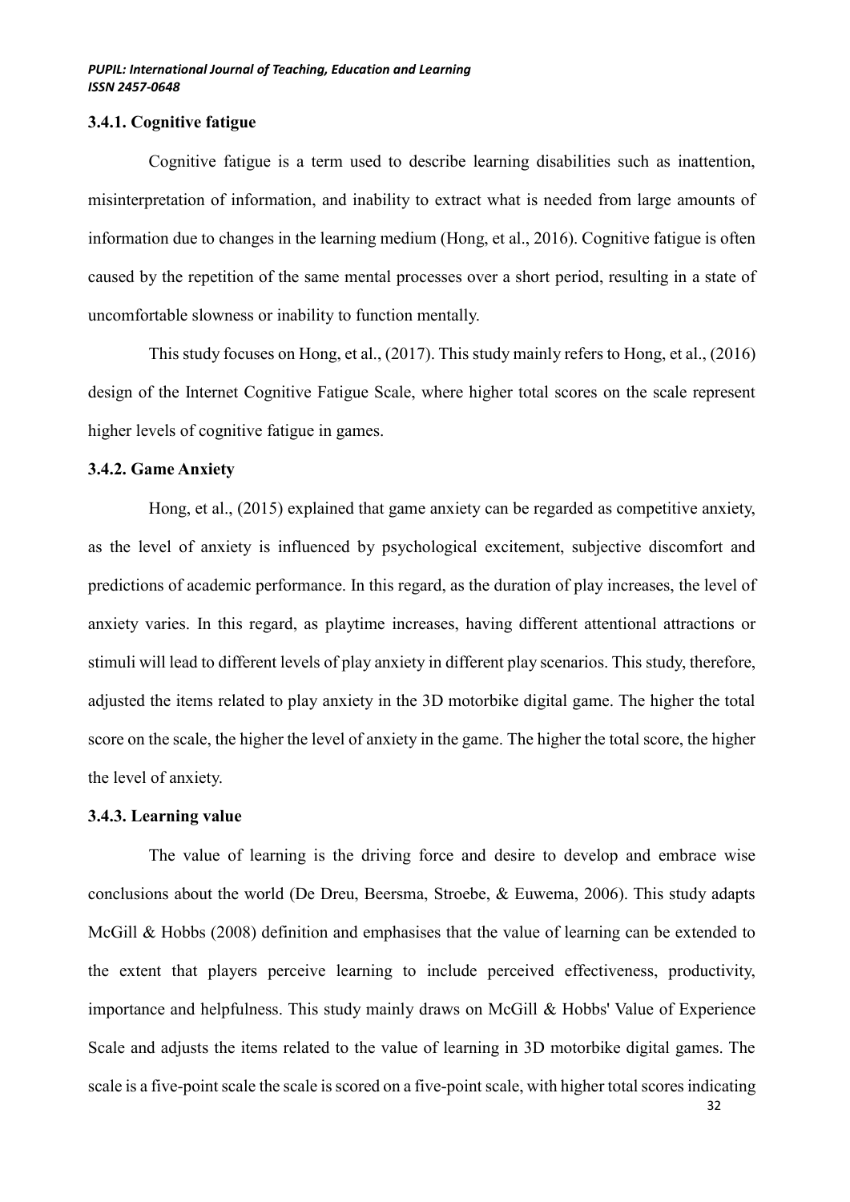### 3.4.1. Cognitive fatigue

Cognitive fatigue is a term used to describe learning disabilities such as inattention, misinterpretation of information, and inability to extract what is needed from large amounts of information due to changes in the learning medium (Hong, et al., 2016). Cognitive fatigue is often caused by the repetition of the same mental processes over a short period, resulting in a state of uncomfortable slowness or inability to function mentally.

This study focuses on Hong, et al., (2017). This study mainly refers to Hong, et al., (2016) design of the Internet Cognitive Fatigue Scale, where higher total scores on the scale represent higher levels of cognitive fatigue in games.

### 3.4.2. Game Anxiety

Hong, et al., (2015) explained that game anxiety can be regarded as competitive anxiety, as the level of anxiety is influenced by psychological excitement, subjective discomfort and predictions of academic performance. In this regard, as the duration of play increases, the level of anxiety varies. In this regard, as playtime increases, having different attentional attractions or stimuli will lead to different levels of play anxiety in different play scenarios. This study, therefore, adjusted the items related to play anxiety in the 3D motorbike digital game. The higher the total score on the scale, the higher the level of anxiety in the game. The higher the total score, the higher the level of anxiety.

### 3.4.3. Learning value

The value of learning is the driving force and desire to develop and embrace wise conclusions about the world (De Dreu, Beersma, Stroebe, & Euwema, 2006). This study adapts McGill & Hobbs (2008) definition and emphasises that the value of learning can be extended to the extent that players perceive learning to include perceived effectiveness, productivity, importance and helpfulness. This study mainly draws on McGill & Hobbs' Value of Experience Scale and adjusts the items related to the value of learning in 3D motorbike digital games. The scale is a five-point scale the scale is scored on a five-point scale, with higher total scores indicating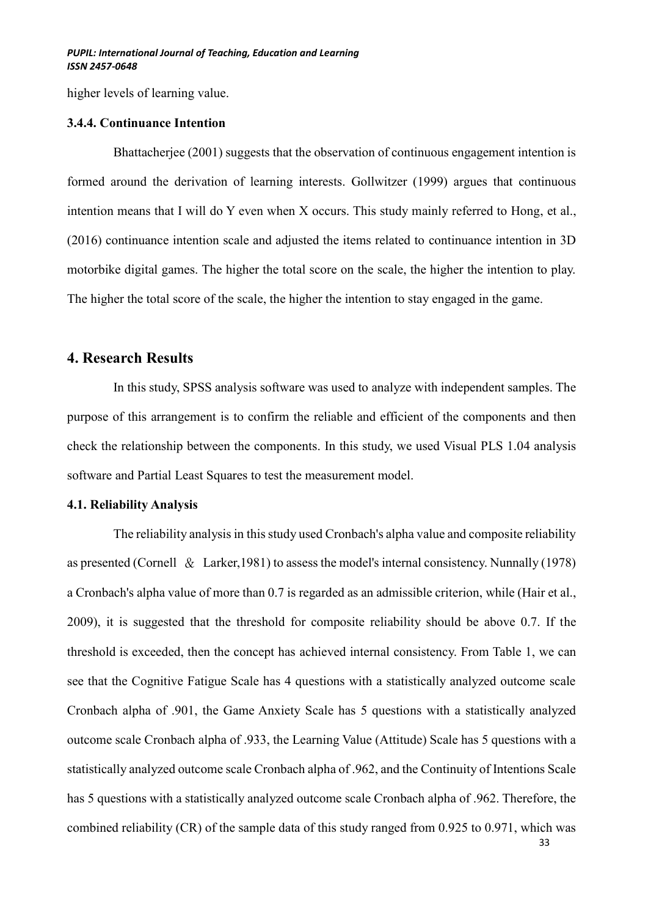higher levels of learning value.

### 3.4.4. Continuance Intention

Bhattacherjee (2001) suggests that the observation of continuous engagement intention is formed around the derivation of learning interests. Gollwitzer (1999) argues that continuous intention means that I will do Y even when X occurs. This study mainly referred to Hong, et al., (2016) continuance intention scale and adjusted the items related to continuance intention in 3D motorbike digital games. The higher the total score on the scale, the higher the intention to play. The higher the total score of the scale, the higher the intention to stay engaged in the game.

## 4. Research Results

In this study, SPSS analysis software was used to analyze with independent samples. The purpose of this arrangement is to confirm the reliable and efficient of the components and then check the relationship between the components. In this study, we used Visual PLS 1.04 analysis software and Partial Least Squares to test the measurement model.

### 4.1. Reliability Analysis

The reliability analysis in this study used Cronbach's alpha value and composite reliability as presented (Cornell ＆ Larker,1981) to assess the model's internal consistency. Nunnally (1978) a Cronbach's alpha value of more than 0.7 is regarded as an admissible criterion, while (Hair et al., 2009), it is suggested that the threshold for composite reliability should be above 0.7. If the threshold is exceeded, then the concept has achieved internal consistency. From Table 1, we can see that the Cognitive Fatigue Scale has 4 questions with a statistically analyzed outcome scale Cronbach alpha of .901, the Game Anxiety Scale has 5 questions with a statistically analyzed outcome scale Cronbach alpha of .933, the Learning Value (Attitude) Scale has 5 questions with a statistically analyzed outcome scale Cronbach alpha of .962, and the Continuity of Intentions Scale has 5 questions with a statistically analyzed outcome scale Cronbach alpha of .962. Therefore, the combined reliability (CR) of the sample data of this study ranged from 0.925 to 0.971, which was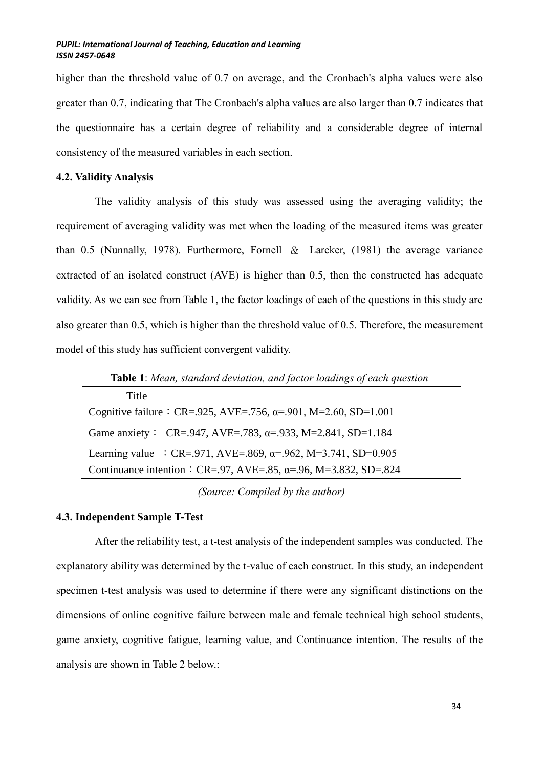higher than the threshold value of 0.7 on average, and the Cronbach's alpha values were also greater than 0.7, indicating that The Cronbach's alpha values are also larger than 0.7 indicates that the questionnaire has a certain degree of reliability and a considerable degree of internal consistency of the measured variables in each section.

### 4.2. Validity Analysis

The validity analysis of this study was assessed using the averaging validity; the requirement of averaging validity was met when the loading of the measured items was greater than 0.5 (Nunnally, 1978). Furthermore, Fornell ＆ Larcker, (1981) the average variance extracted of an isolated construct (AVE) is higher than 0.5, then the constructed has adequate validity. As we can see from Table 1, the factor loadings of each of the questions in this study are also greater than 0.5, which is higher than the threshold value of 0.5. Therefore, the measurement model of this study has sufficient convergent validity.

**Table 1**: *Mean, standard deviation, and factor loadings of each question*

| Title |
|---|
| Cognitive failure：CR=.925, AVE=.756, α=.901, M=2.60, SD=1.001 |
| Game anxiety： CR=.947, AVE=.783, α=.933, M=2.841, SD=1.184 |
| Learning value ：CR=.971, AVE=.869, α=.962, M=3.741, SD=0.905 |
| Continuance intention：CR=.97, AVE=.85, α=.96, M=3.832, SD=.824 |

*(Source: Compiled by the author)*

### 4.3. Independent Sample T-Test

After the reliability test, a t-test analysis of the independent samples was conducted. The explanatory ability was determined by the t-value of each construct. In this study, an independent specimen t-test analysis was used to determine if there were any significant distinctions on the dimensions of online cognitive failure between male and female technical high school students, game anxiety, cognitive fatigue, learning value, and Continuance intention. The results of the analysis are shown in Table 2 below.: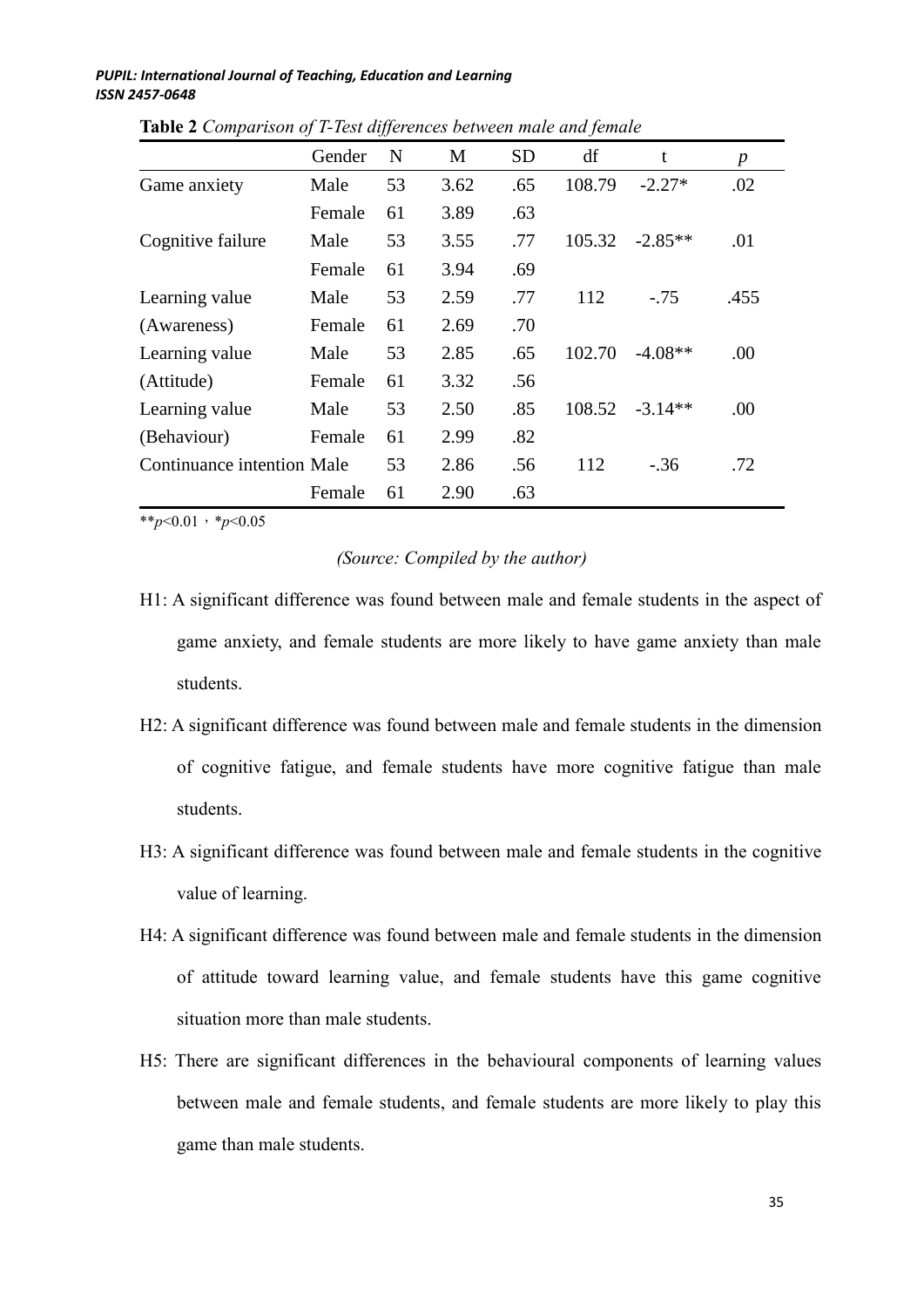**Table 2** *Comparison of T-Test differences between male and female*

| | Gender | N | M | SD | df | t | *p* |
|---|---|---|---|---|---|---|---|
| Game anxiety | Male | 53 | 3.62 | .65 | 108.79 | -2.27* | .02 |
| | Female | 61 | 3.89 | .63 | | | |
| Cognitive failure | Male | 53 | 3.55 | .77 | 105.32 | -2.85** | .01 |
| | Female | 61 | 3.94 | .69 | | | |
| Learning value | Male | 53 | 2.59 | .77 | 112 | -.75 | .455 |
| (Awareness) | Female | 61 | 2.69 | .70 | | | |
| Learning value | Male | 53 | 2.85 | .65 | 102.70 | -4.08** | .00 |
| (Attitude) | Female | 61 | 3.32 | .56 | | | |
| Learning value | Male | 53 | 2.50 | .85 | 108.52 | -3.14** | .00 |
| (Behaviour) | Female | 61 | 2.99 | .82 | | | |
| Continuance intention | Male | 53 | 2.86 | .56 | 112 | -.36 | .72 |
| | Female | 61 | 2.90 | .63 | | | |

**$p<0.01$，*$p<0.05$

*(Source: Compiled by the author)*

H1: A significant difference was found between male and female students in the aspect of game anxiety, and female students are more likely to have game anxiety than male students.

H2: A significant difference was found between male and female students in the dimension of cognitive fatigue, and female students have more cognitive fatigue than male students.

H3: A significant difference was found between male and female students in the cognitive value of learning.

H4: A significant difference was found between male and female students in the dimension of attitude toward learning value, and female students have this game cognitive situation more than male students.

H5: There are significant differences in the behavioural components of learning values between male and female students, and female students are more likely to play this game than male students.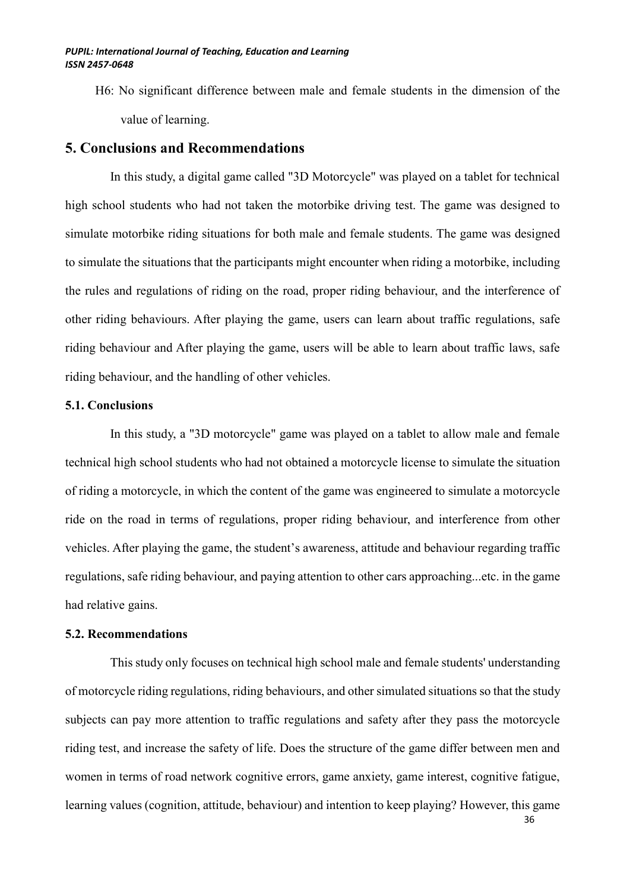H6: No significant difference between male and female students in the dimension of the value of learning.

## 5. Conclusions and Recommendations

In this study, a digital game called "3D Motorcycle" was played on a tablet for technical high school students who had not taken the motorbike driving test. The game was designed to simulate motorbike riding situations for both male and female students. The game was designed to simulate the situations that the participants might encounter when riding a motorbike, including the rules and regulations of riding on the road, proper riding behaviour, and the interference of other riding behaviours. After playing the game, users can learn about traffic regulations, safe riding behaviour and After playing the game, users will be able to learn about traffic laws, safe riding behaviour, and the handling of other vehicles.

### 5.1. Conclusions

In this study, a "3D motorcycle" game was played on a tablet to allow male and female technical high school students who had not obtained a motorcycle license to simulate the situation of riding a motorcycle, in which the content of the game was engineered to simulate a motorcycle ride on the road in terms of regulations, proper riding behaviour, and interference from other vehicles. After playing the game, the student's awareness, attitude and behaviour regarding traffic regulations, safe riding behaviour, and paying attention to other cars approaching...etc. in the game had relative gains.

### 5.2. Recommendations

This study only focuses on technical high school male and female students' understanding of motorcycle riding regulations, riding behaviours, and other simulated situations so that the study subjects can pay more attention to traffic regulations and safety after they pass the motorcycle riding test, and increase the safety of life. Does the structure of the game differ between men and women in terms of road network cognitive errors, game anxiety, game interest, cognitive fatigue, learning values (cognition, attitude, behaviour) and intention to keep playing? However, this game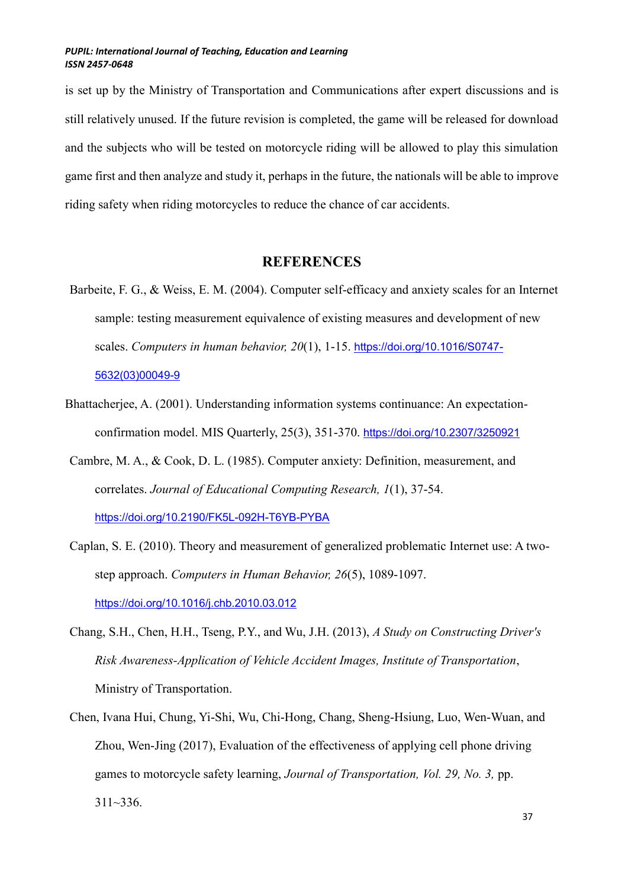is set up by the Ministry of Transportation and Communications after expert discussions and is still relatively unused. If the future revision is completed, the game will be released for download and the subjects who will be tested on motorcycle riding will be allowed to play this simulation game first and then analyze and study it, perhaps in the future, the nationals will be able to improve riding safety when riding motorcycles to reduce the chance of car accidents.

## REFERENCES

Barbeite, F. G., & Weiss, E. M. (2004). Computer self-efficacy and anxiety scales for an Internet sample: testing measurement equivalence of existing measures and development of new scales. *Computers in human behavior, 20*(1), 1-15. https://doi.org/10.1016/S0747-5632(03)00049-9

Bhattacherjee, A. (2001). Understanding information systems continuance: An expectation-confirmation model. MIS Quarterly, 25(3), 351-370. https://doi.org/10.2307/3250921

Cambre, M. A., & Cook, D. L. (1985). Computer anxiety: Definition, measurement, and correlates. *Journal of Educational Computing Research, 1*(1), 37-54. https://doi.org/10.2190/FK5L-092H-T6YB-PYBA

Caplan, S. E. (2010). Theory and measurement of generalized problematic Internet use: A two-step approach. *Computers in Human Behavior, 26*(5), 1089-1097. https://doi.org/10.1016/j.chb.2010.03.012

Chang, S.H., Chen, H.H., Tseng, P.Y., and Wu, J.H. (2013), *A Study on Constructing Driver's Risk Awareness-Application of Vehicle Accident Images, Institute of Transportation*, Ministry of Transportation.

Chen, Ivana Hui, Chung, Yi-Shi, Wu, Chi-Hong, Chang, Sheng-Hsiung, Luo, Wen-Wuan, and Zhou, Wen-Jing (2017), Evaluation of the effectiveness of applying cell phone driving games to motorcycle safety learning, *Journal of Transportation, Vol. 29, No. 3,* pp. 311~336.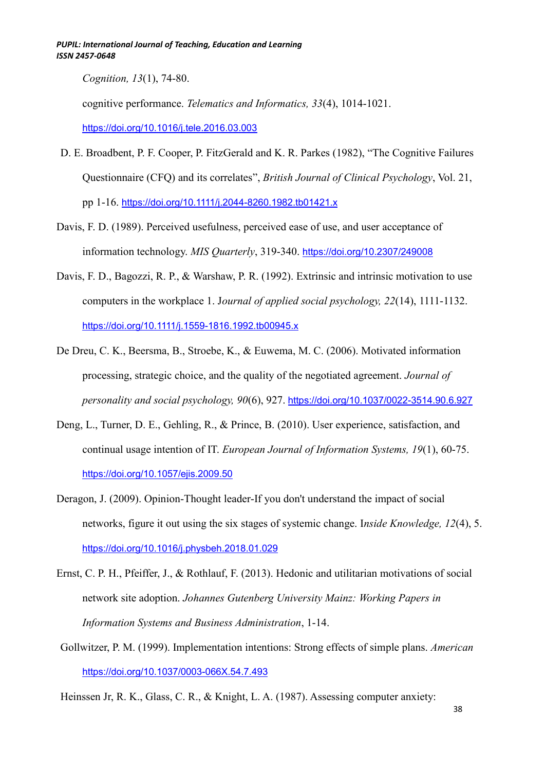*Cognition, 13*(1), 74-80.

cognitive performance. *Telematics and Informatics, 33*(4), 1014-1021. https://doi.org/10.1016/j.tele.2016.03.003

D. E. Broadbent, P. F. Cooper, P. FitzGerald and K. R. Parkes (1982), "The Cognitive Failures Questionnaire (CFQ) and its correlates", *British Journal of Clinical Psychology*, Vol. 21, pp 1-16. https://doi.org/10.1111/j.2044-8260.1982.tb01421.x

Davis, F. D. (1989). Perceived usefulness, perceived ease of use, and user acceptance of information technology. *MIS Quarterly*, 319-340. https://doi.org/10.2307/249008

Davis, F. D., Bagozzi, R. P., & Warshaw, P. R. (1992). Extrinsic and intrinsic motivation to use computers in the workplace 1. J*ournal of applied social psychology, 22*(14), 1111-1132. https://doi.org/10.1111/j.1559-1816.1992.tb00945.x

De Dreu, C. K., Beersma, B., Stroebe, K., & Euwema, M. C. (2006). Motivated information processing, strategic choice, and the quality of the negotiated agreement. *Journal of personality and social psychology, 90*(6), 927. https://doi.org/10.1037/0022-3514.90.6.927

Deng, L., Turner, D. E., Gehling, R., & Prince, B. (2010). User experience, satisfaction, and continual usage intention of IT. *European Journal of Information Systems, 19*(1), 60-75. https://doi.org/10.1057/ejis.2009.50

Deragon, J. (2009). Opinion-Thought leader-If you don't understand the impact of social networks, figure it out using the six stages of systemic change. I*nside Knowledge, 12*(4), 5. https://doi.org/10.1016/j.physbeh.2018.01.029

Ernst, C. P. H., Pfeiffer, J., & Rothlauf, F. (2013). Hedonic and utilitarian motivations of social network site adoption. *Johannes Gutenberg University Mainz: Working Papers in Information Systems and Business Administration*, 1-14.

Gollwitzer, P. M. (1999). Implementation intentions: Strong effects of simple plans. *American* https://doi.org/10.1037/0003-066X.54.7.493

Heinssen Jr, R. K., Glass, C. R., & Knight, L. A. (1987). Assessing computer anxiety: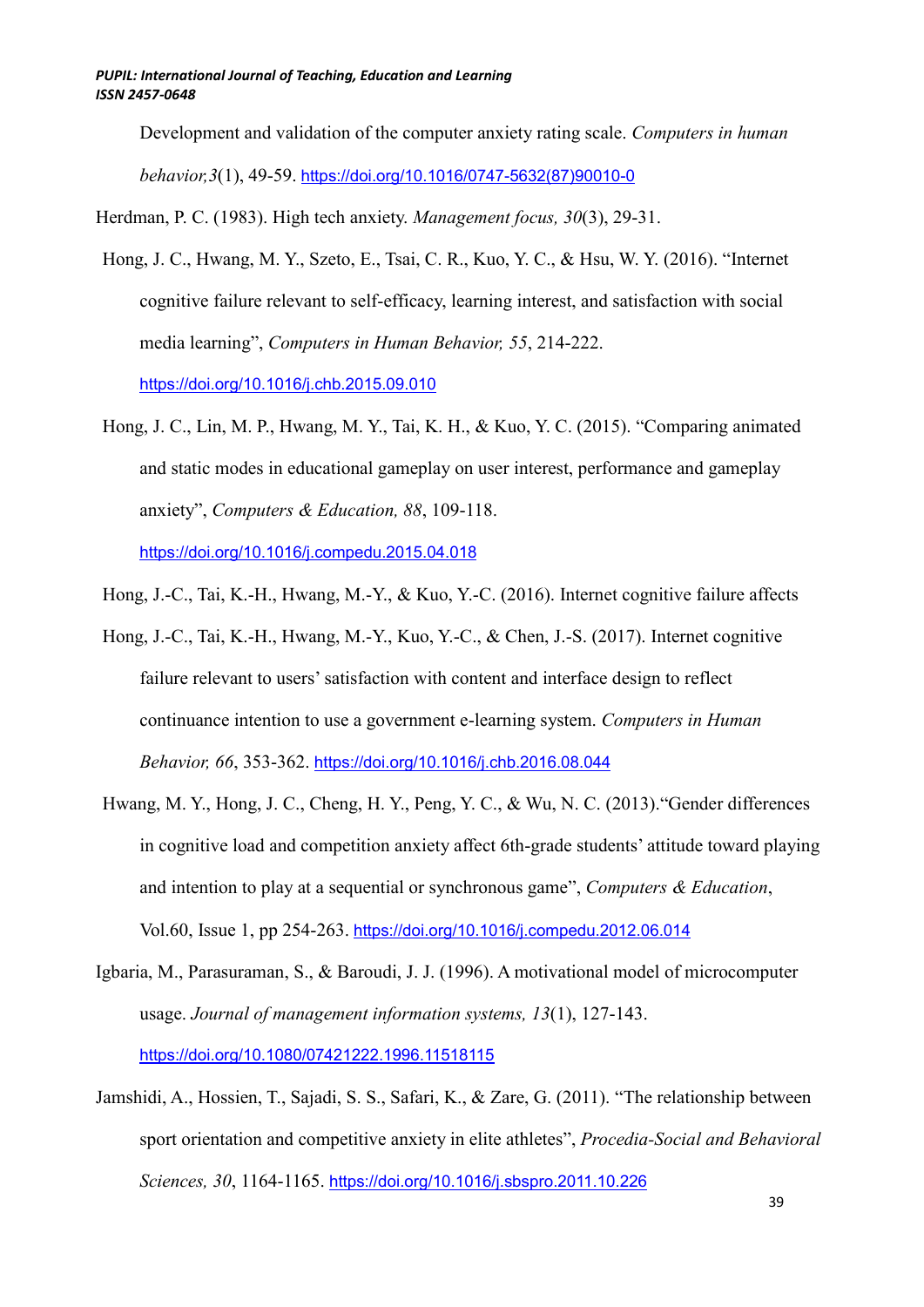Development and validation of the computer anxiety rating scale. *Computers in human behavior,3*(1), 49-59. https://doi.org/10.1016/0747-5632(87)90010-0

Herdman, P. C. (1983). High tech anxiety. *Management focus, 30*(3), 29-31.

Hong, J. C., Hwang, M. Y., Szeto, E., Tsai, C. R., Kuo, Y. C., & Hsu, W. Y. (2016). "Internet cognitive failure relevant to self-efficacy, learning interest, and satisfaction with social media learning", *Computers in Human Behavior, 55*, 214-222. https://doi.org/10.1016/j.chb.2015.09.010

Hong, J. C., Lin, M. P., Hwang, M. Y., Tai, K. H., & Kuo, Y. C. (2015). "Comparing animated and static modes in educational gameplay on user interest, performance and gameplay anxiety", *Computers & Education, 88*, 109-118. https://doi.org/10.1016/j.compedu.2015.04.018

Hong, J.-C., Tai, K.-H., Hwang, M.-Y., & Kuo, Y.-C. (2016). Internet cognitive failure affects

Hong, J.-C., Tai, K.-H., Hwang, M.-Y., Kuo, Y.-C., & Chen, J.-S. (2017). Internet cognitive failure relevant to users' satisfaction with content and interface design to reflect continuance intention to use a government e-learning system. *Computers in Human Behavior, 66*, 353-362. https://doi.org/10.1016/j.chb.2016.08.044

Hwang, M. Y., Hong, J. C., Cheng, H. Y., Peng, Y. C., & Wu, N. C. (2013)."Gender differences in cognitive load and competition anxiety affect 6th-grade students' attitude toward playing and intention to play at a sequential or synchronous game", *Computers & Education*, Vol.60, Issue 1, pp 254-263. https://doi.org/10.1016/j.compedu.2012.06.014

Igbaria, M., Parasuraman, S., & Baroudi, J. J. (1996). A motivational model of microcomputer usage. *Journal of management information systems, 13*(1), 127-143. https://doi.org/10.1080/07421222.1996.11518115

Jamshidi, A., Hossien, T., Sajadi, S. S., Safari, K., & Zare, G. (2011). "The relationship between sport orientation and competitive anxiety in elite athletes", *Procedia-Social and Behavioral Sciences, 30*, 1164-1165. https://doi.org/10.1016/j.sbspro.2011.10.226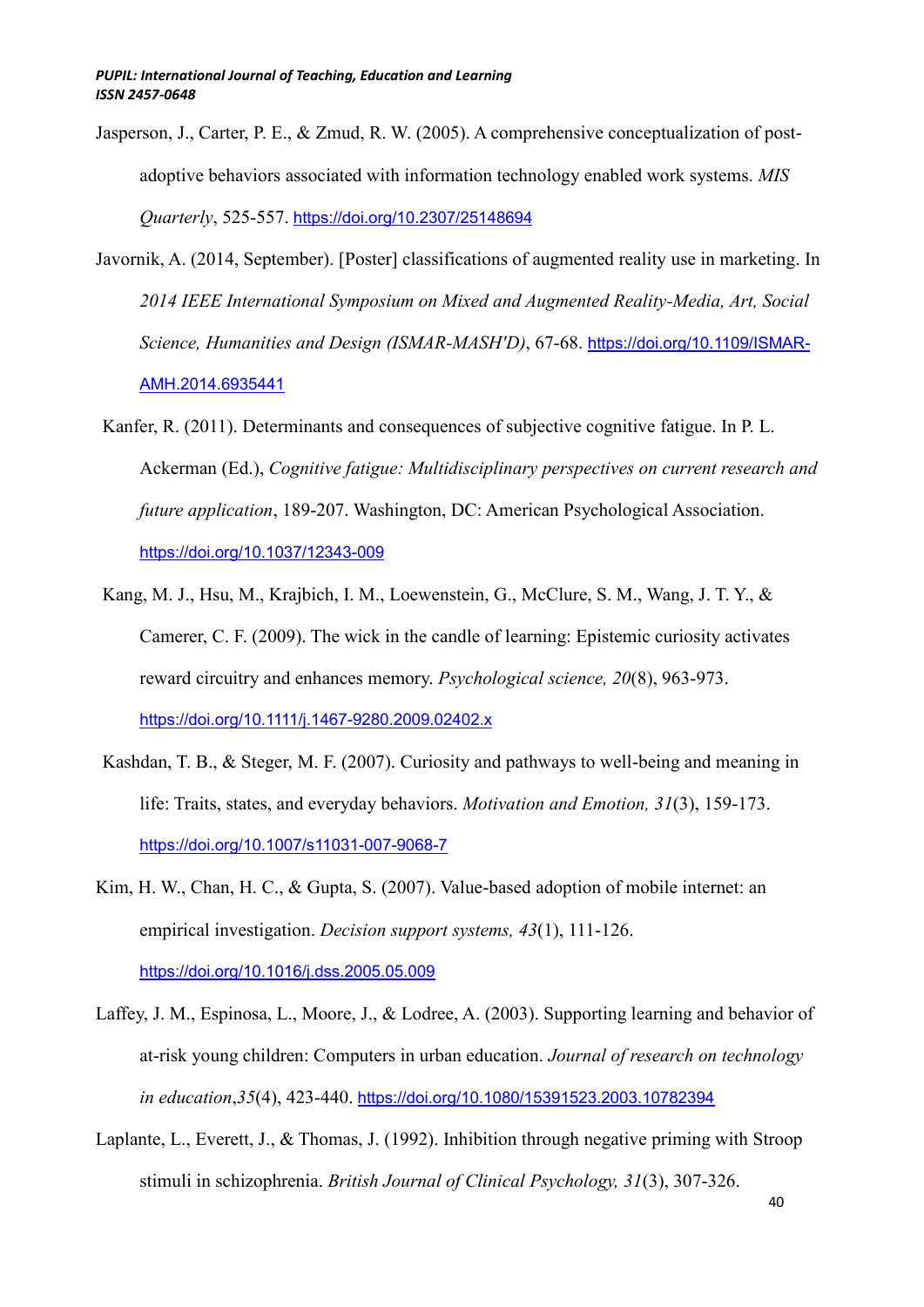Jasperson, J., Carter, P. E., & Zmud, R. W. (2005). A comprehensive conceptualization of post-adoptive behaviors associated with information technology enabled work systems. *MIS Quarterly*, 525-557. https://doi.org/10.2307/25148694

Javornik, A. (2014, September). [Poster] classifications of augmented reality use in marketing. In *2014 IEEE International Symposium on Mixed and Augmented Reality-Media, Art, Social Science, Humanities and Design (ISMAR-MASH'D)*, 67-68. https://doi.org/10.1109/ISMAR-AMH.2014.6935441

Kanfer, R. (2011). Determinants and consequences of subjective cognitive fatigue. In P. L. Ackerman (Ed.), *Cognitive fatigue: Multidisciplinary perspectives on current research and future application*, 189-207. Washington, DC: American Psychological Association. https://doi.org/10.1037/12343-009

Kang, M. J., Hsu, M., Krajbich, I. M., Loewenstein, G., McClure, S. M., Wang, J. T. Y., & Camerer, C. F. (2009). The wick in the candle of learning: Epistemic curiosity activates reward circuitry and enhances memory. *Psychological science, 20*(8), 963-973. https://doi.org/10.1111/j.1467-9280.2009.02402.x

Kashdan, T. B., & Steger, M. F. (2007). Curiosity and pathways to well-being and meaning in life: Traits, states, and everyday behaviors. *Motivation and Emotion, 31*(3), 159-173. https://doi.org/10.1007/s11031-007-9068-7

Kim, H. W., Chan, H. C., & Gupta, S. (2007). Value-based adoption of mobile internet: an empirical investigation. *Decision support systems, 43*(1), 111-126. https://doi.org/10.1016/j.dss.2005.05.009

Laffey, J. M., Espinosa, L., Moore, J., & Lodree, A. (2003). Supporting learning and behavior of at-risk young children: Computers in urban education. *Journal of research on technology in education*,*35*(4), 423-440. https://doi.org/10.1080/15391523.2003.10782394

Laplante, L., Everett, J., & Thomas, J. (1992). Inhibition through negative priming with Stroop stimuli in schizophrenia. *British Journal of Clinical Psychology, 31*(3), 307-326.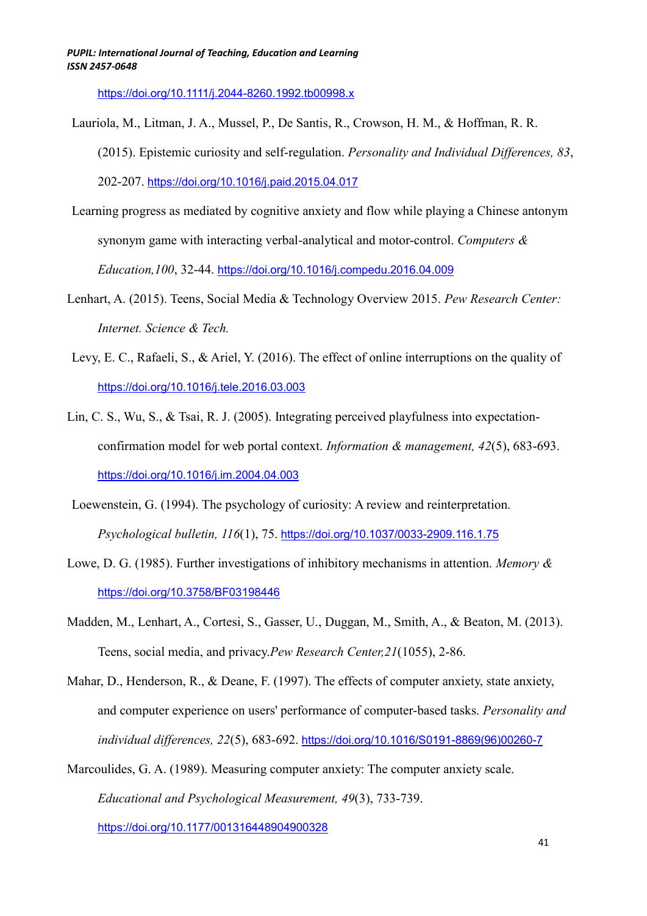https://doi.org/10.1111/j.2044-8260.1992.tb00998.x

Lauriola, M., Litman, J. A., Mussel, P., De Santis, R., Crowson, H. M., & Hoffman, R. R. (2015). Epistemic curiosity and self-regulation. *Personality and Individual Differences, 83*, 202-207. https://doi.org/10.1016/j.paid.2015.04.017

Learning progress as mediated by cognitive anxiety and flow while playing a Chinese antonym synonym game with interacting verbal-analytical and motor-control. *Computers & Education,100*, 32-44. https://doi.org/10.1016/j.compedu.2016.04.009

Lenhart, A. (2015). Teens, Social Media & Technology Overview 2015. *Pew Research Center: Internet. Science & Tech.*

Levy, E. C., Rafaeli, S., & Ariel, Y. (2016). The effect of online interruptions on the quality of https://doi.org/10.1016/j.tele.2016.03.003

Lin, C. S., Wu, S., & Tsai, R. J. (2005). Integrating perceived playfulness into expectation-confirmation model for web portal context. *Information & management, 42*(5), 683-693. https://doi.org/10.1016/j.im.2004.04.003

Loewenstein, G. (1994). The psychology of curiosity: A review and reinterpretation. *Psychological bulletin, 116*(1), 75. https://doi.org/10.1037/0033-2909.116.1.75

Lowe, D. G. (1985). Further investigations of inhibitory mechanisms in attention. *Memory &* https://doi.org/10.3758/BF03198446

Madden, M., Lenhart, A., Cortesi, S., Gasser, U., Duggan, M., Smith, A., & Beaton, M. (2013). Teens, social media, and privacy.*Pew Research Center,21*(1055), 2-86.

Mahar, D., Henderson, R., & Deane, F. (1997). The effects of computer anxiety, state anxiety, and computer experience on users' performance of computer-based tasks. *Personality and individual differences, 22*(5), 683-692. https://doi.org/10.1016/S0191-8869(96)00260-7

Marcoulides, G. A. (1989). Measuring computer anxiety: The computer anxiety scale. *Educational and Psychological Measurement, 49*(3), 733-739. https://doi.org/10.1177/001316448904900328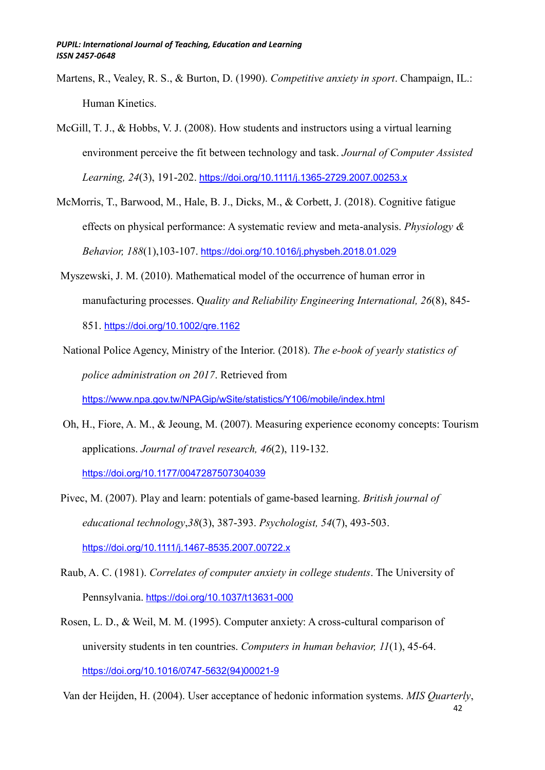Martens, R., Vealey, R. S., & Burton, D. (1990). *Competitive anxiety in sport*. Champaign, IL.: Human Kinetics.

McGill, T. J., & Hobbs, V. J. (2008). How students and instructors using a virtual learning environment perceive the fit between technology and task. *Journal of Computer Assisted Learning, 24*(3), 191-202. https://doi.org/10.1111/j.1365-2729.2007.00253.x

McMorris, T., Barwood, M., Hale, B. J., Dicks, M., & Corbett, J. (2018). Cognitive fatigue effects on physical performance: A systematic review and meta-analysis. *Physiology & Behavior, 188*(1),103-107. https://doi.org/10.1016/j.physbeh.2018.01.029

Myszewski, J. M. (2010). Mathematical model of the occurrence of human error in manufacturing processes. Q*uality and Reliability Engineering International, 26*(8), 845-851. https://doi.org/10.1002/qre.1162

National Police Agency, Ministry of the Interior. (2018). *The e-book of yearly statistics of police administration on 2017*. Retrieved from https://www.npa.gov.tw/NPAGip/wSite/statistics/Y106/mobile/index.html

Oh, H., Fiore, A. M., & Jeoung, M. (2007). Measuring experience economy concepts: Tourism applications. *Journal of travel research, 46*(2), 119-132. https://doi.org/10.1177/0047287507304039

Pivec, M. (2007). Play and learn: potentials of game-based learning. *British journal of educational technology*,*38*(3), 387-393. *Psychologist, 54*(7), 493-503. https://doi.org/10.1111/j.1467-8535.2007.00722.x

Raub, A. C. (1981). *Correlates of computer anxiety in college students*. The University of Pennsylvania. https://doi.org/10.1037/t13631-000

Rosen, L. D., & Weil, M. M. (1995). Computer anxiety: A cross-cultural comparison of university students in ten countries. *Computers in human behavior, 11*(1), 45-64. https://doi.org/10.1016/0747-5632(94)00021-9

Van der Heijden, H. (2004). User acceptance of hedonic information systems. *MIS Quarterly*,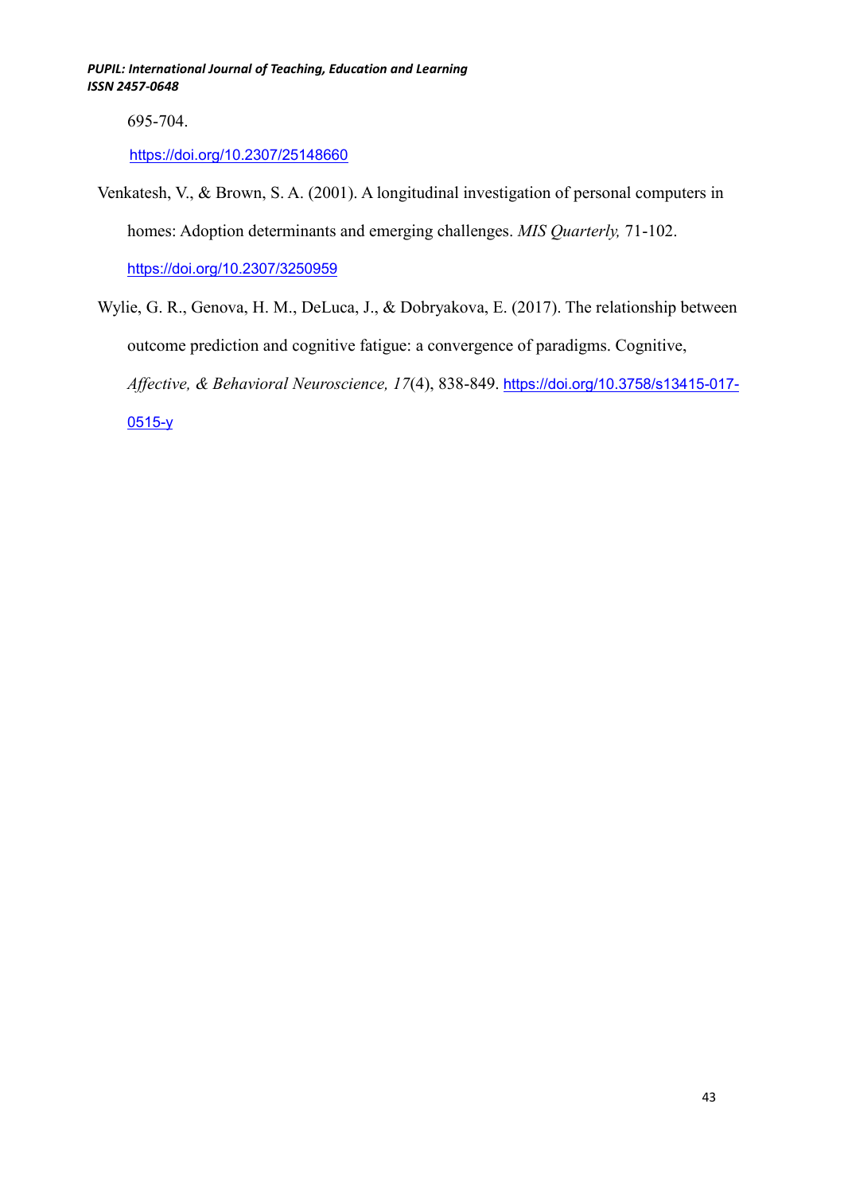695-704.

https://doi.org/10.2307/25148660

Venkatesh, V., & Brown, S. A. (2001). A longitudinal investigation of personal computers in homes: Adoption determinants and emerging challenges. *MIS Quarterly,* 71-102. https://doi.org/10.2307/3250959

Wylie, G. R., Genova, H. M., DeLuca, J., & Dobryakova, E. (2017). The relationship between outcome prediction and cognitive fatigue: a convergence of paradigms. Cognitive, *Affective, & Behavioral Neuroscience, 17*(4), 838-849. https://doi.org/10.3758/s13415-017-0515-y